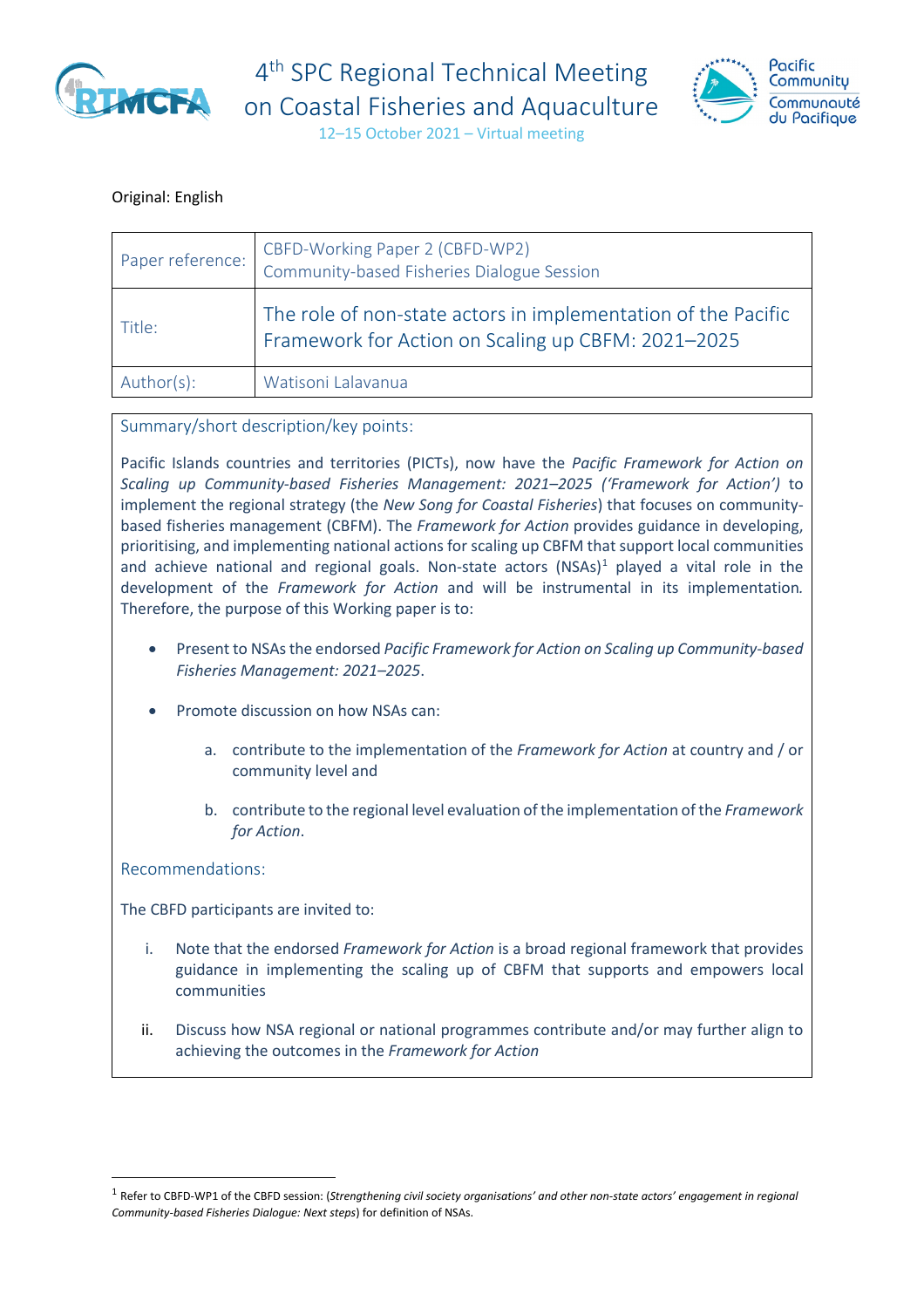# 4th SPC Regional Technical Meeting on Coastal Fisheries and Aquaculture

12–15 October 2021 – Virtual meeting

Original: English

| Paper reference: | CBFD-Working Paper 2 (CBFD-WP2) Community-based Fisheries Dialogue Session |
|---|---|
| Title: | The role of non-state actors in implementation of the Pacific Framework for Action on Scaling up CBFM: 2021–2025 |
| Author(s): | Watisoni Lalavanua |

## Summary/short description/key points:

Pacific Islands countries and territories (PICTs), now have the *Pacific Framework for Action on Scaling up Community-based Fisheries Management: 2021–2025 ('Framework for Action')* to implement the regional strategy (the *New Song for Coastal Fisheries*) that focuses on community-based fisheries management (CBFM). The *Framework for Action* provides guidance in developing, prioritising, and implementing national actions for scaling up CBFM that support local communities and achieve national and regional goals. Non-state actors (NSAs)[1] played a vital role in the development of the *Framework for Action* and will be instrumental in its implementation. Therefore, the purpose of this Working paper is to:

- Present to NSAs the endorsed *Pacific Framework for Action on Scaling up Community-based Fisheries Management: 2021–2025*.
- Promote discussion on how NSAs can:
    a. contribute to the implementation of the *Framework for Action* at country and / or community level and
    b. contribute to the regional level evaluation of the implementation of the *Framework for Action*.

## Recommendations:

The CBFD participants are invited to:

i. Note that the endorsed *Framework for Action* is a broad regional framework that provides guidance in implementing the scaling up of CBFM that supports and empowers local communities

ii. Discuss how NSA regional or national programmes contribute and/or may further align to achieving the outcomes in the *Framework for Action*

---

[1] Refer to CBFD-WP1 of the CBFD session: (*Strengthening civil society organisations' and other non-state actors' engagement in regional Community-based Fisheries Dialogue: Next steps*) for definition of NSAs.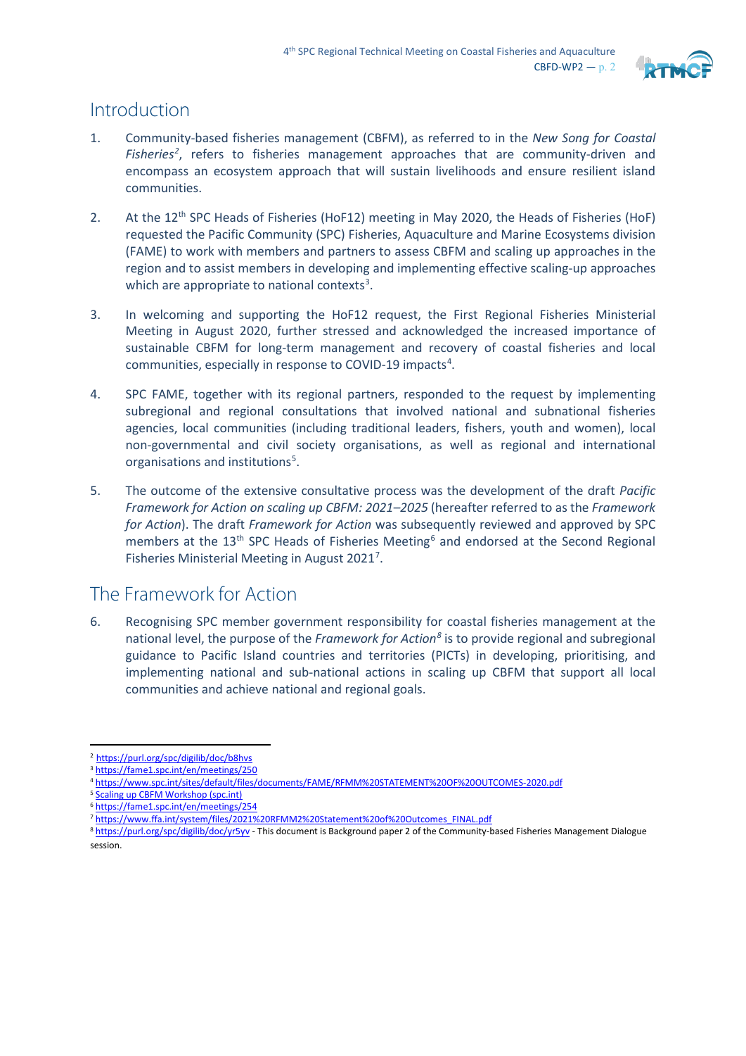## Introduction

1. Community-based fisheries management (CBFM), as referred to in the *New Song for Coastal Fisheries*[2], refers to fisheries management approaches that are community-driven and encompass an ecosystem approach that will sustain livelihoods and ensure resilient island communities.

2. At the 12th SPC Heads of Fisheries (HoF12) meeting in May 2020, the Heads of Fisheries (HoF) requested the Pacific Community (SPC) Fisheries, Aquaculture and Marine Ecosystems division (FAME) to work with members and partners to assess CBFM and scaling up approaches in the region and to assist members in developing and implementing effective scaling-up approaches which are appropriate to national contexts[3].

3. In welcoming and supporting the HoF12 request, the First Regional Fisheries Ministerial Meeting in August 2020, further stressed and acknowledged the increased importance of sustainable CBFM for long-term management and recovery of coastal fisheries and local communities, especially in response to COVID-19 impacts[4].

4. SPC FAME, together with its regional partners, responded to the request by implementing subregional and regional consultations that involved national and subnational fisheries agencies, local communities (including traditional leaders, fishers, youth and women), local non-governmental and civil society organisations, as well as regional and international organisations and institutions[5].

5. The outcome of the extensive consultative process was the development of the draft *Pacific Framework for Action on scaling up CBFM: 2021–2025* (hereafter referred to as the *Framework for Action*). The draft *Framework for Action* was subsequently reviewed and approved by SPC members at the 13th SPC Heads of Fisheries Meeting[6] and endorsed at the Second Regional Fisheries Ministerial Meeting in August 2021[7].

## The Framework for Action

6. Recognising SPC member government responsibility for coastal fisheries management at the national level, the purpose of the *Framework for Action*[8] is to provide regional and subregional guidance to Pacific Island countries and territories (PICTs) in developing, prioritising, and implementing national and sub-national actions in scaling up CBFM that support all local communities and achieve national and regional goals.

---

[2] https://purl.org/spc/digilib/doc/b8hvs
[3] https://fame1.spc.int/en/meetings/250
[4] https://www.spc.int/sites/default/files/documents/FAME/RFMM%20STATEMENT%20OF%20OUTCOMES-2020.pdf
[5] Scaling up CBFM Workshop (spc.int)
[6] https://fame1.spc.int/en/meetings/254
[7] https://www.ffa.int/system/files/2021%20RFMM2%20Statement%20of%20Outcomes_FINAL.pdf
[8] https://purl.org/spc/digilib/doc/yr5yv - This document is Background paper 2 of the Community-based Fisheries Management Dialogue session.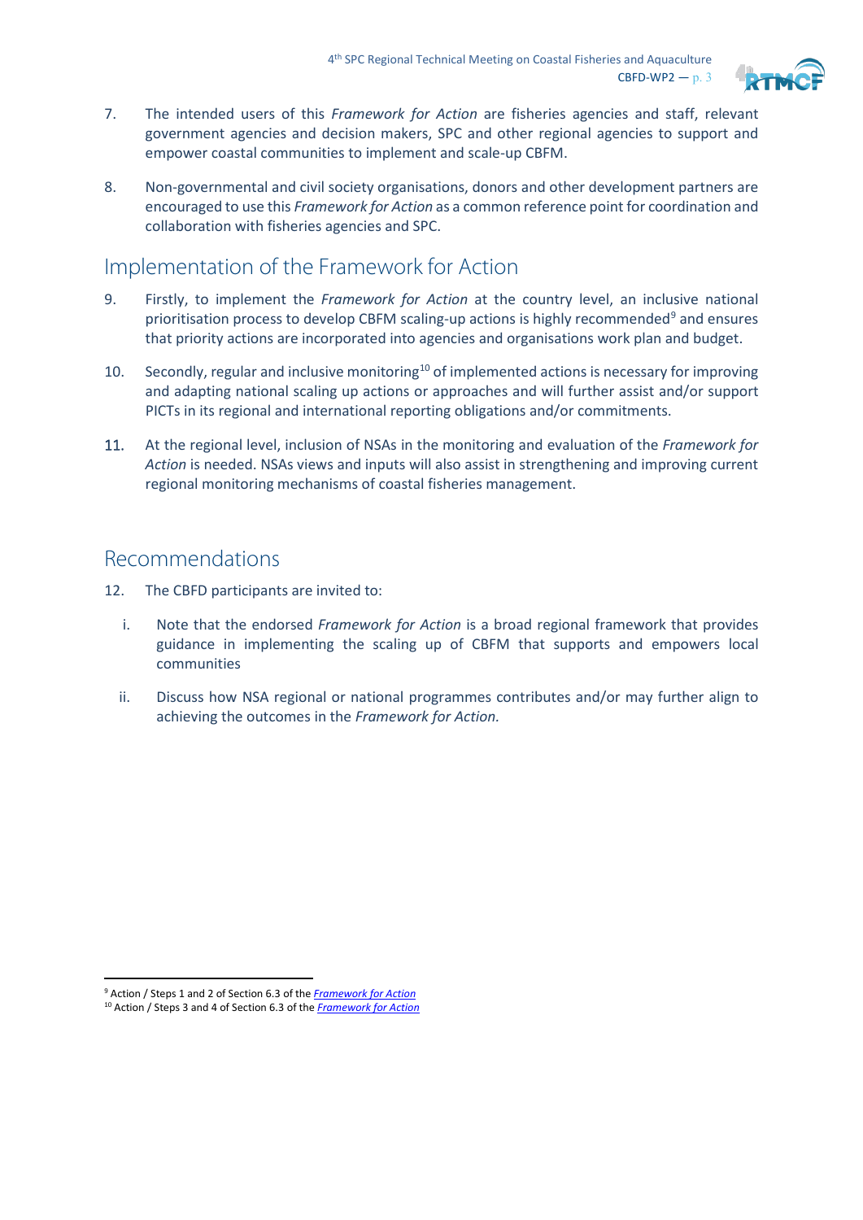7. The intended users of this *Framework for Action* are fisheries agencies and staff, relevant government agencies and decision makers, SPC and other regional agencies to support and empower coastal communities to implement and scale-up CBFM.

8. Non-governmental and civil society organisations, donors and other development partners are encouraged to use this *Framework for Action* as a common reference point for coordination and collaboration with fisheries agencies and SPC.

## Implementation of the Framework for Action

9. Firstly, to implement the *Framework for Action* at the country level, an inclusive national prioritisation process to develop CBFM scaling-up actions is highly recommended[9] and ensures that priority actions are incorporated into agencies and organisations work plan and budget.

10. Secondly, regular and inclusive monitoring[10] of implemented actions is necessary for improving and adapting national scaling up actions or approaches and will further assist and/or support PICTs in its regional and international reporting obligations and/or commitments.

11. At the regional level, inclusion of NSAs in the monitoring and evaluation of the *Framework for Action* is needed. NSAs views and inputs will also assist in strengthening and improving current regional monitoring mechanisms of coastal fisheries management.

## Recommendations

12. The CBFD participants are invited to:

   i. Note that the endorsed *Framework for Action* is a broad regional framework that provides guidance in implementing the scaling up of CBFM that supports and empowers local communities

   ii. Discuss how NSA regional or national programmes contributes and/or may further align to achieving the outcomes in the *Framework for Action*.

[9] Action / Steps 1 and 2 of Section 6.3 of the *Framework for Action*

[10] Action / Steps 3 and 4 of Section 6.3 of the *Framework for Action*